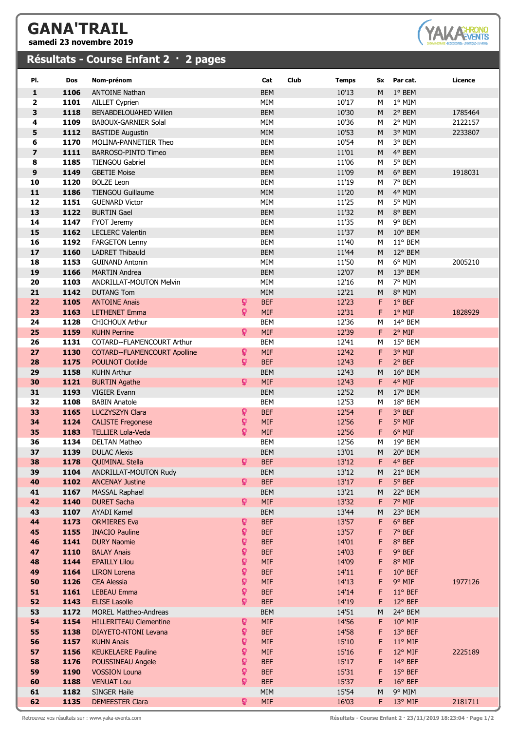# GANA'TRAIL

**samedi 23 novembre 2019**

## Résultats - Course Enfant 2 · 2 pages

| Pl. | Dos | Nom-prénom | | Cat | Club | Temps | Sx | Par cat. | Licence |
|---|---|---|---|---|---|---|---|---|---|
| **1** | **1106** | ANTOINE Nathan | | BEM | | 10'13 | M | 1° BEM | |
| **2** | **1101** | AILLET Cyprien | | MIM | | 10'17 | M | 1° MIM | |
| **3** | **1118** | BENABDELOUAHED Willen | | BEM | | 10'30 | M | 2° BEM | 1785464 |
| **4** | **1109** | BABOUX-GARNIER Solal | | MIM | | 10'36 | M | 2° MIM | 2122157 |
| **5** | **1112** | BASTIDE Augustin | | MIM | | 10'53 | M | 3° MIM | 2233807 |
| **6** | **1170** | MOLINA-PANNETIER Theo | | BEM | | 10'54 | M | 3° BEM | |
| **7** | **1111** | BARROSO-PINTO Timeo | | BEM | | 11'01 | M | 4° BEM | |
| **8** | **1185** | TIENGOU Gabriel | | BEM | | 11'06 | M | 5° BEM | |
| **9** | **1149** | GBETIE Moise | | BEM | | 11'09 | M | 6° BEM | 1918031 |
| **10** | **1120** | BOLZE Leon | | BEM | | 11'19 | M | 7° BEM | |
| **11** | **1186** | TIENGOU Guillaume | | MIM | | 11'20 | M | 4° MIM | |
| **12** | **1151** | GUENARD Victor | | MIM | | 11'25 | M | 5° MIM | |
| **13** | **1122** | BURTIN Gael | | BEM | | 11'32 | M | 8° BEM | |
| **14** | **1147** | FYOT Jeremy | | BEM | | 11'35 | M | 9° BEM | |
| **15** | **1162** | LECLERC Valentin | | BEM | | 11'37 | M | 10° BEM | |
| **16** | **1192** | FARGETON Lenny | | BEM | | 11'40 | M | 11° BEM | |
| **17** | **1160** | LADRET Thibauld | | BEM | | 11'44 | M | 12° BEM | |
| **18** | **1153** | GUINAND Antonin | | MIM | | 11'50 | M | 6° MIM | 2005210 |
| **19** | **1166** | MARTIN Andrea | | BEM | | 12'07 | M | 13° BEM | |
| **20** | **1103** | ANDRILLAT-MOUTON Melvin | | MIM | | 12'16 | M | 7° MIM | |
| **21** | **1142** | DUTANG Tom | | MIM | | 12'21 | M | 8° MIM | |
| **22** | **1105** | ANTOINE Anais | ♀ | BEF | | 12'23 | F | 1° BEF | |
| **23** | **1163** | LETHENET Emma | ♀ | MIF | | 12'31 | F | 1° MIF | 1828929 |
| **24** | **1128** | CHICHOUX Arthur | | BEM | | 12'36 | M | 14° BEM | |
| **25** | **1159** | KUHN Perrine | ♀ | MIF | | 12'39 | F | 2° MIF | |
| **26** | **1131** | COTARD--FLAMENCOURT Arthur | | BEM | | 12'41 | M | 15° BEM | |
| **27** | **1130** | COTARD--FLAMENCOURT Apolline | ♀ | MIF | | 12'42 | F | 3° MIF | |
| **28** | **1175** | POULNOT Clotilde | ♀ | BEF | | 12'43 | F | 2° BEF | |
| **29** | **1158** | KUHN Arthur | | BEM | | 12'43 | M | 16° BEM | |
| **30** | **1121** | BURTIN Agathe | ♀ | MIF | | 12'43 | F | 4° MIF | |
| **31** | **1193** | VIGIER Evann | | BEM | | 12'52 | M | 17° BEM | |
| **32** | **1108** | BABIN Anatole | | BEM | | 12'53 | M | 18° BEM | |
| **33** | **1165** | LUCZYSZYN Clara | ♀ | BEF | | 12'54 | F | 3° BEF | |
| **34** | **1124** | CALISTE Fregonese | ♀ | MIF | | 12'56 | F | 5° MIF | |
| **35** | **1183** | TELLIER Lola-Veda | ♀ | MIF | | 12'56 | F | 6° MIF | |
| **36** | **1134** | DELTAN Matheo | | BEM | | 12'56 | M | 19° BEM | |
| **37** | **1139** | DULAC Alexis | | BEM | | 13'01 | M | 20° BEM | |
| **38** | **1178** | QUIMINAL Stella | ♀ | BEF | | 13'12 | F | 4° BEF | |
| **39** | **1104** | ANDRILLAT-MOUTON Rudy | | BEM | | 13'12 | M | 21° BEM | |
| **40** | **1102** | ANCENAY Justine | ♀ | BEF | | 13'17 | F | 5° BEF | |
| **41** | **1167** | MASSAL Raphael | | BEM | | 13'21 | M | 22° BEM | |
| **42** | **1140** | DURET Sacha | ♀ | MIF | | 13'32 | F | 7° MIF | |
| **43** | **1107** | AYADI Kamel | | BEM | | 13'44 | M | 23° BEM | |
| **44** | **1173** | ORMIERES Eva | ♀ | BEF | | 13'57 | F | 6° BEF | |
| **45** | **1155** | INACIO Pauline | ♀ | BEF | | 13'57 | F | 7° BEF | |
| **46** | **1141** | DURY Naomie | ♀ | BEF | | 14'01 | F | 8° BEF | |
| **47** | **1110** | BALAY Anais | ♀ | BEF | | 14'03 | F | 9° BEF | |
| **48** | **1144** | EPAILLY Lilou | ♀ | MIF | | 14'09 | F | 8° MIF | |
| **49** | **1164** | LIRON Lorena | ♀ | BEF | | 14'11 | F | 10° BEF | |
| **50** | **1126** | CEA Alessia | ♀ | MIF | | 14'13 | F | 9° MIF | 1977126 |
| **51** | **1161** | LEBEAU Emma | ♀ | BEF | | 14'14 | F | 11° BEF | |
| **52** | **1143** | ELISE Lasolle | ♀ | BEF | | 14'19 | F | 12° BEF | |
| **53** | **1172** | MOREL Mattheo-Andreas | | BEM | | 14'51 | M | 24° BEM | |
| **54** | **1154** | HILLERITEAU Clementine | ♀ | MIF | | 14'56 | F | 10° MIF | |
| **55** | **1138** | DIAYETO-NTONI Levana | ♀ | BEF | | 14'58 | F | 13° BEF | |
| **56** | **1157** | KUHN Anais | ♀ | MIF | | 15'10 | F | 11° MIF | |
| **57** | **1156** | KEUKELAERE Pauline | ♀ | MIF | | 15'16 | F | 12° MIF | 2225189 |
| **58** | **1176** | POUSSINEAU Angele | ♀ | BEF | | 15'17 | F | 14° BEF | |
| **59** | **1190** | VOSSION Louna | ♀ | BEF | | 15'31 | F | 15° BEF | |
| **60** | **1188** | VENUAT Lou | ♀ | BEF | | 15'37 | F | 16° BEF | |
| **61** | **1182** | SINGER Haile | | MIM | | 15'54 | M | 9° MIM | |
| **62** | **1135** | DEMEESTER Clara | ♀ | MIF | | 16'03 | F | 13° MIF | 2181711 |

Retrouvez vos résultats sur : www.yaka-events.com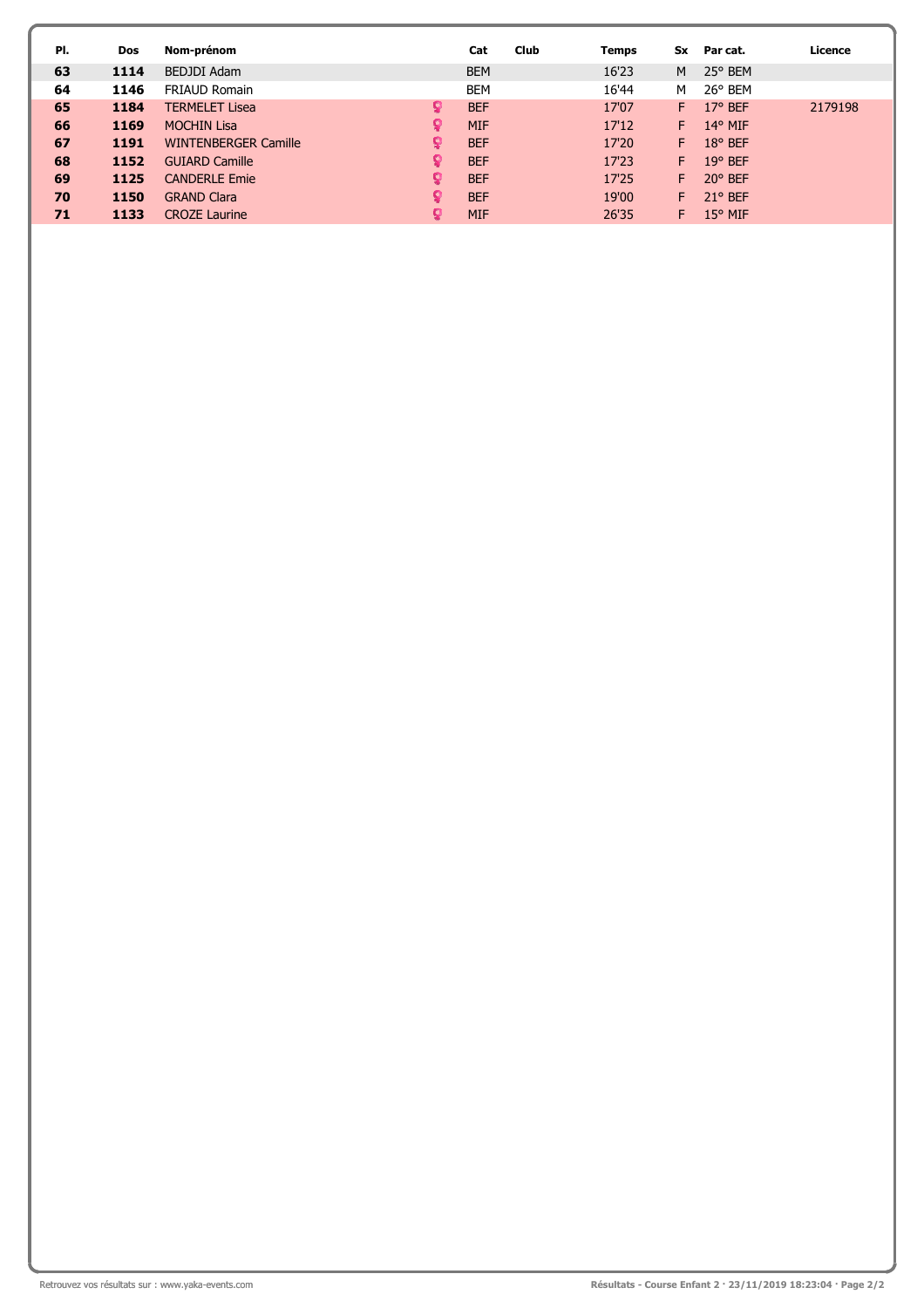| Pl. | Dos | Nom-prénom | | Cat | Club | Temps | Sx | Par cat. | Licence |
|---|---|---|---|---|---|---|---|---|---|
| **63** | **1114** | BEDJDI Adam | | BEM | | 16'23 | M | 25° BEM | |
| **64** | **1146** | FRIAUD Romain | | BEM | | 16'44 | M | 26° BEM | |
| **65** | **1184** | TERMELET Lisea | ♀ | BEF | | 17'07 | F | 17° BEF | 2179198 |
| **66** | **1169** | MOCHIN Lisa | ♀ | MIF | | 17'12 | F | 14° MIF | |
| **67** | **1191** | WINTENBERGER Camille | ♀ | BEF | | 17'20 | F | 18° BEF | |
| **68** | **1152** | GUIARD Camille | ♀ | BEF | | 17'23 | F | 19° BEF | |
| **69** | **1125** | CANDERLE Emie | ♀ | BEF | | 17'25 | F | 20° BEF | |
| **70** | **1150** | GRAND Clara | ♀ | BEF | | 19'00 | F | 21° BEF | |
| **71** | **1133** | CROZE Laurine | ♀ | MIF | | 26'35 | F | 15° MIF | |

Retrouvez vos résultats sur : www.yaka-events.com

**Résultats - Course Enfant 2 · 23/11/2019 18:23:04**